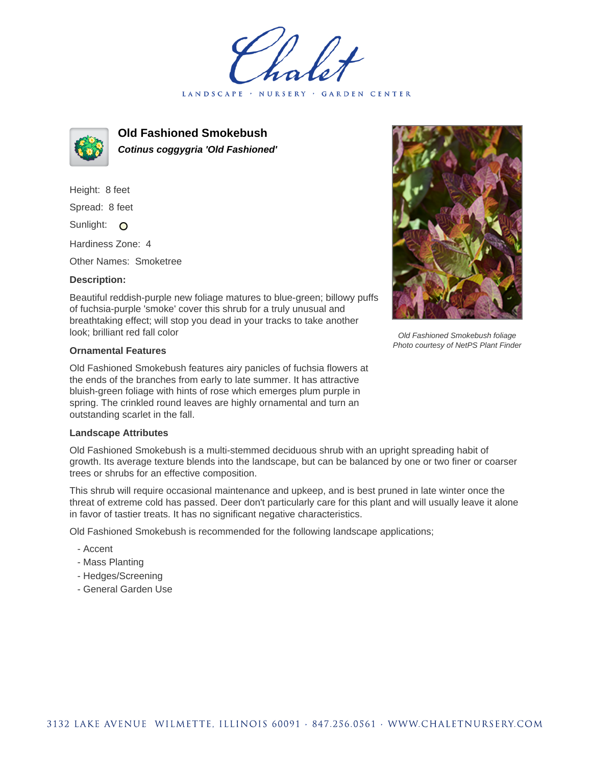# Old Fashioned Smokebush

***Cotinus coggygria 'Old Fashioned'***

Height: 8 feet

Spread: 8 feet

Sunlight:

Hardiness Zone: 4

Other Names: Smoketree

### Description:

Beautiful reddish-purple new foliage matures to blue-green; billowy puffs of fuchsia-purple 'smoke' cover this shrub for a truly unusual and breathtaking effect; will stop you dead in your tracks to take another look; brilliant red fall color

*Old Fashioned Smokebush foliage*
*Photo courtesy of NetPS Plant Finder*

### Ornamental Features

Old Fashioned Smokebush features airy panicles of fuchsia flowers at the ends of the branches from early to late summer. It has attractive bluish-green foliage with hints of rose which emerges plum purple in spring. The crinkled round leaves are highly ornamental and turn an outstanding scarlet in the fall.

### Landscape Attributes

Old Fashioned Smokebush is a multi-stemmed deciduous shrub with an upright spreading habit of growth. Its average texture blends into the landscape, but can be balanced by one or two finer or coarser trees or shrubs for an effective composition.

This shrub will require occasional maintenance and upkeep, and is best pruned in late winter once the threat of extreme cold has passed. Deer don't particularly care for this plant and will usually leave it alone in favor of tastier treats. It has no significant negative characteristics.

Old Fashioned Smokebush is recommended for the following landscape applications;

- Accent
- Mass Planting
- Hedges/Screening
- General Garden Use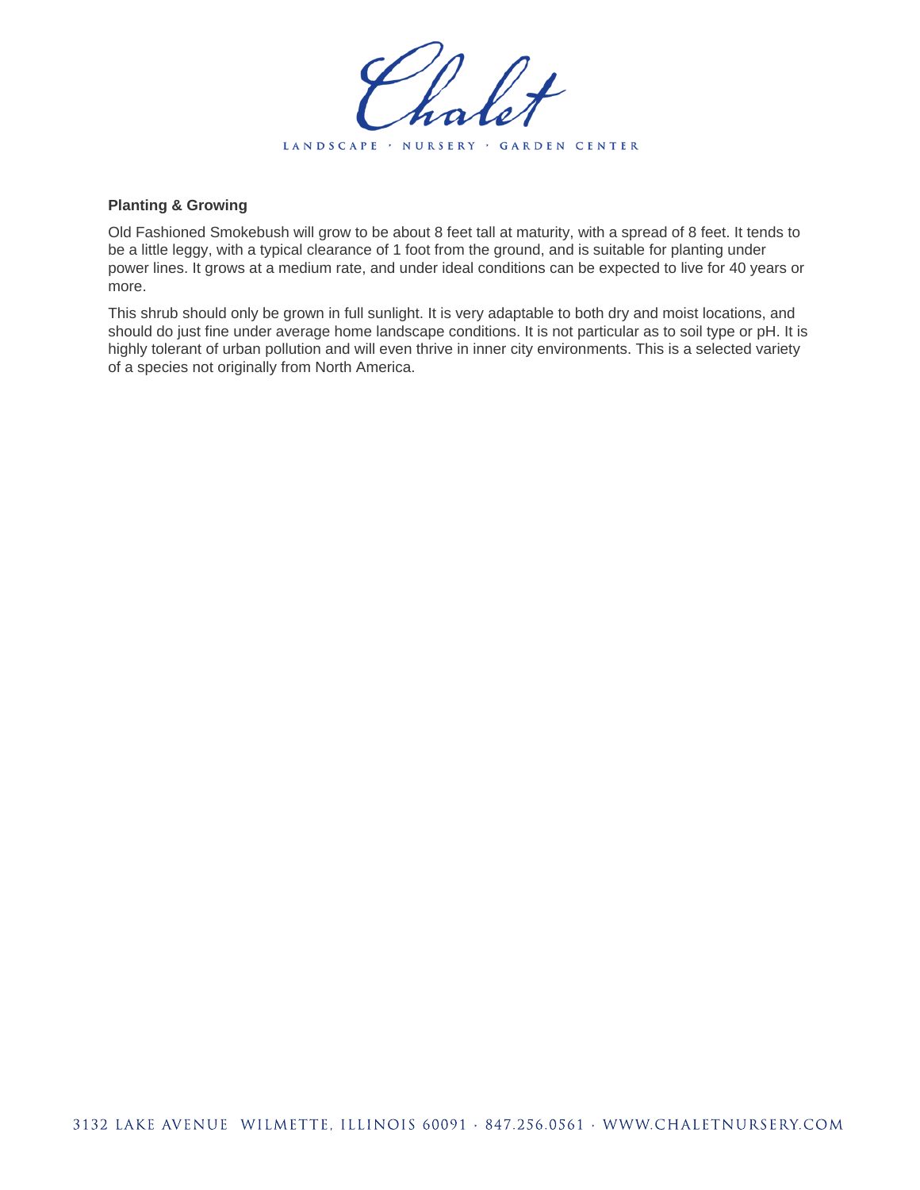**Planting & Growing**

Old Fashioned Smokebush will grow to be about 8 feet tall at maturity, with a spread of 8 feet. It tends to be a little leggy, with a typical clearance of 1 foot from the ground, and is suitable for planting under power lines. It grows at a medium rate, and under ideal conditions can be expected to live for 40 years or more.

This shrub should only be grown in full sunlight. It is very adaptable to both dry and moist locations, and should do just fine under average home landscape conditions. It is not particular as to soil type or pH. It is highly tolerant of urban pollution and will even thrive in inner city environments. This is a selected variety of a species not originally from North America.